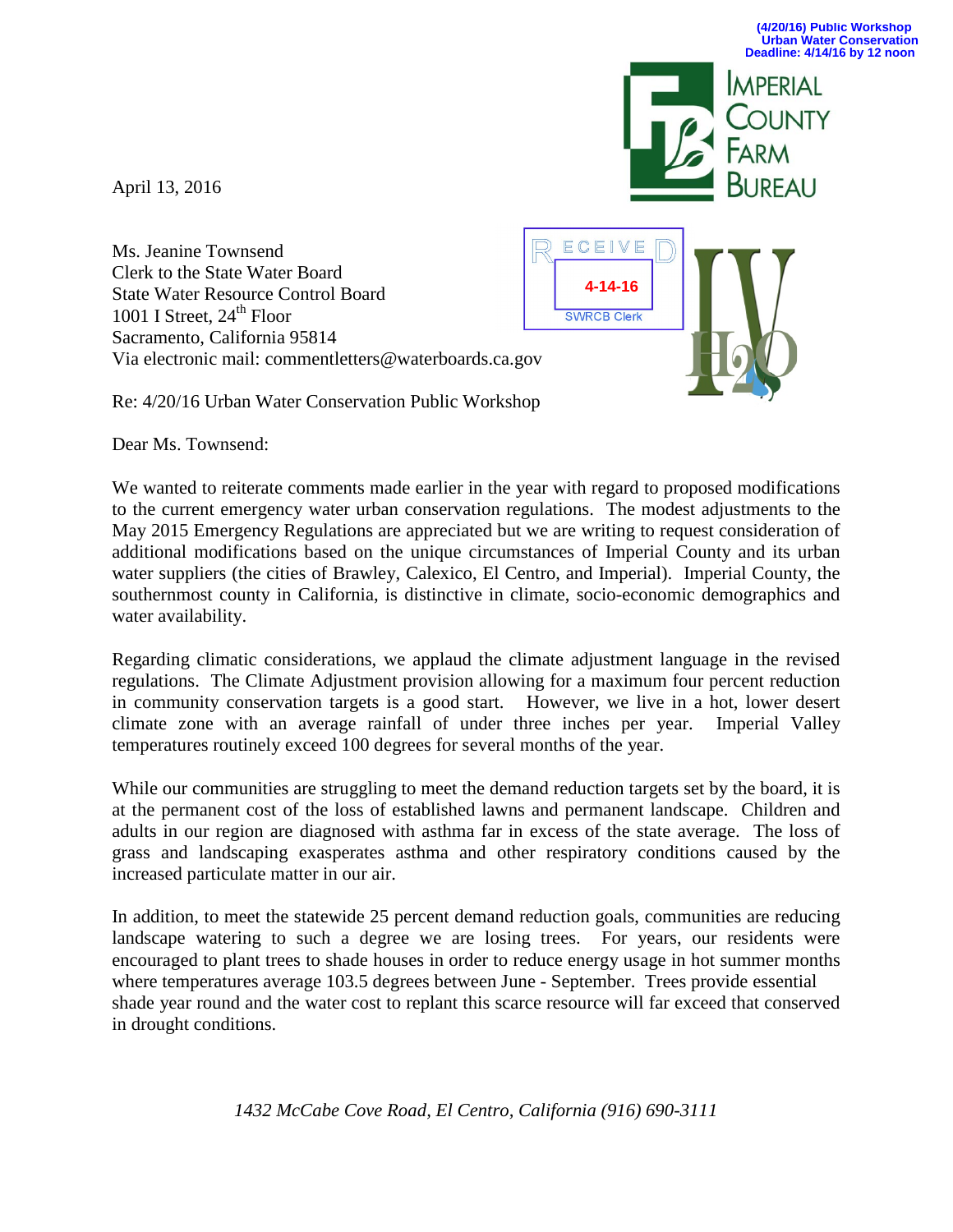(4/20/16) Public Workshop
Urban Water Conservation
Deadline: 4/14/16 by 12 noon

IMPERIAL COUNTY FARM BUREAU

April 13, 2016

RECEIVED
4-14-16
SWRCB Clerk

Ms. Jeanine Townsend
Clerk to the State Water Board
State Water Resource Control Board
1001 I Street, 24th Floor
Sacramento, California 95814
Via electronic mail: commentletters@waterboards.ca.gov

Re: 4/20/16 Urban Water Conservation Public Workshop

Dear Ms. Townsend:

We wanted to reiterate comments made earlier in the year with regard to proposed modifications to the current emergency water urban conservation regulations. The modest adjustments to the May 2015 Emergency Regulations are appreciated but we are writing to request consideration of additional modifications based on the unique circumstances of Imperial County and its urban water suppliers (the cities of Brawley, Calexico, El Centro, and Imperial). Imperial County, the southernmost county in California, is distinctive in climate, socio-economic demographics and water availability.

Regarding climatic considerations, we applaud the climate adjustment language in the revised regulations. The Climate Adjustment provision allowing for a maximum four percent reduction in community conservation targets is a good start. However, we live in a hot, lower desert climate zone with an average rainfall of under three inches per year. Imperial Valley temperatures routinely exceed 100 degrees for several months of the year.

While our communities are struggling to meet the demand reduction targets set by the board, it is at the permanent cost of the loss of established lawns and permanent landscape. Children and adults in our region are diagnosed with asthma far in excess of the state average. The loss of grass and landscaping exasperates asthma and other respiratory conditions caused by the increased particulate matter in our air.

In addition, to meet the statewide 25 percent demand reduction goals, communities are reducing landscape watering to such a degree we are losing trees. For years, our residents were encouraged to plant trees to shade houses in order to reduce energy usage in hot summer months where temperatures average 103.5 degrees between June - September. Trees provide essential shade year round and the water cost to replant this scarce resource will far exceed that conserved in drought conditions.

*1432 McCabe Cove Road, El Centro, California (916) 690-3111*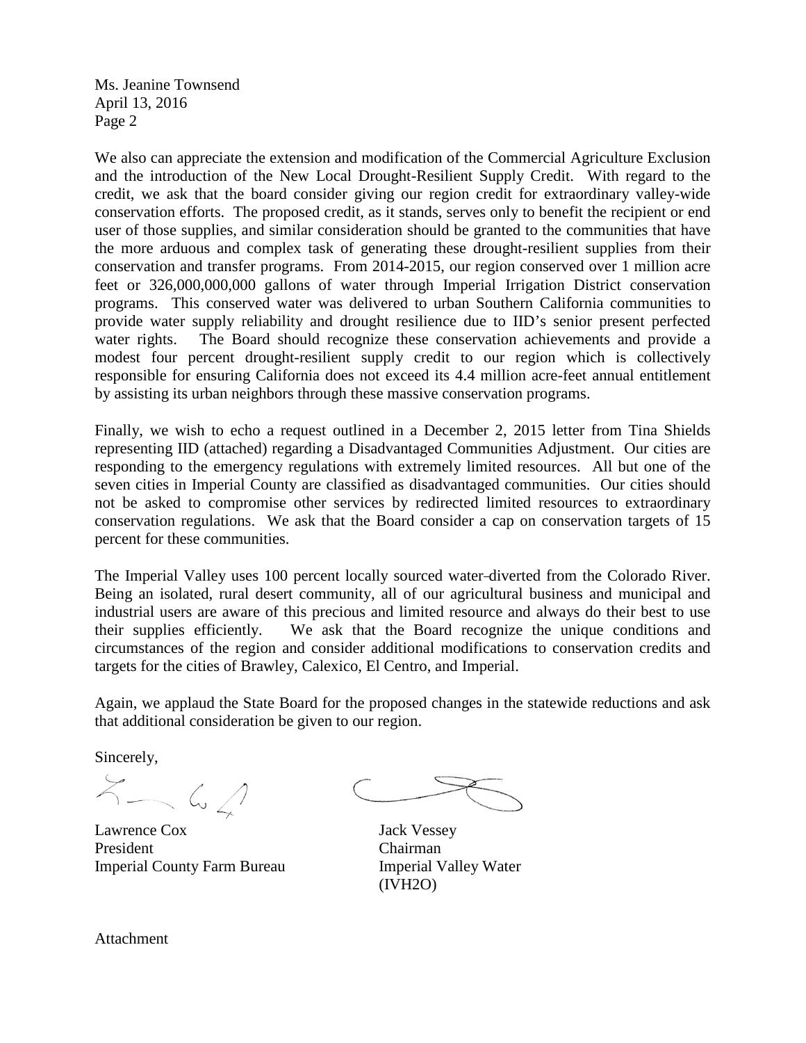Ms. Jeanine Townsend
April 13, 2016
Page 2

We also can appreciate the extension and modification of the Commercial Agriculture Exclusion and the introduction of the New Local Drought-Resilient Supply Credit. With regard to the credit, we ask that the board consider giving our region credit for extraordinary valley-wide conservation efforts. The proposed credit, as it stands, serves only to benefit the recipient or end user of those supplies, and similar consideration should be granted to the communities that have the more arduous and complex task of generating these drought-resilient supplies from their conservation and transfer programs. From 2014-2015, our region conserved over 1 million acre feet or 326,000,000,000 gallons of water through Imperial Irrigation District conservation programs. This conserved water was delivered to urban Southern California communities to provide water supply reliability and drought resilience due to IID's senior present perfected water rights. The Board should recognize these conservation achievements and provide a modest four percent drought-resilient supply credit to our region which is collectively responsible for ensuring California does not exceed its 4.4 million acre-feet annual entitlement by assisting its urban neighbors through these massive conservation programs.

Finally, we wish to echo a request outlined in a December 2, 2015 letter from Tina Shields representing IID (attached) regarding a Disadvantaged Communities Adjustment. Our cities are responding to the emergency regulations with extremely limited resources. All but one of the seven cities in Imperial County are classified as disadvantaged communities. Our cities should not be asked to compromise other services by redirected limited resources to extraordinary conservation regulations. We ask that the Board consider a cap on conservation targets of 15 percent for these communities.

The Imperial Valley uses 100 percent locally sourced water-diverted from the Colorado River. Being an isolated, rural desert community, all of our agricultural business and municipal and industrial users are aware of this precious and limited resource and always do their best to use their supplies efficiently. We ask that the Board recognize the unique conditions and circumstances of the region and consider additional modifications to conservation credits and targets for the cities of Brawley, Calexico, El Centro, and Imperial.

Again, we applaud the State Board for the proposed changes in the statewide reductions and ask that additional consideration be given to our region.

Sincerely,

Lawrence Cox
President
Imperial County Farm Bureau

Jack Vessey
Chairman
Imperial Valley Water
(IVH2O)

Attachment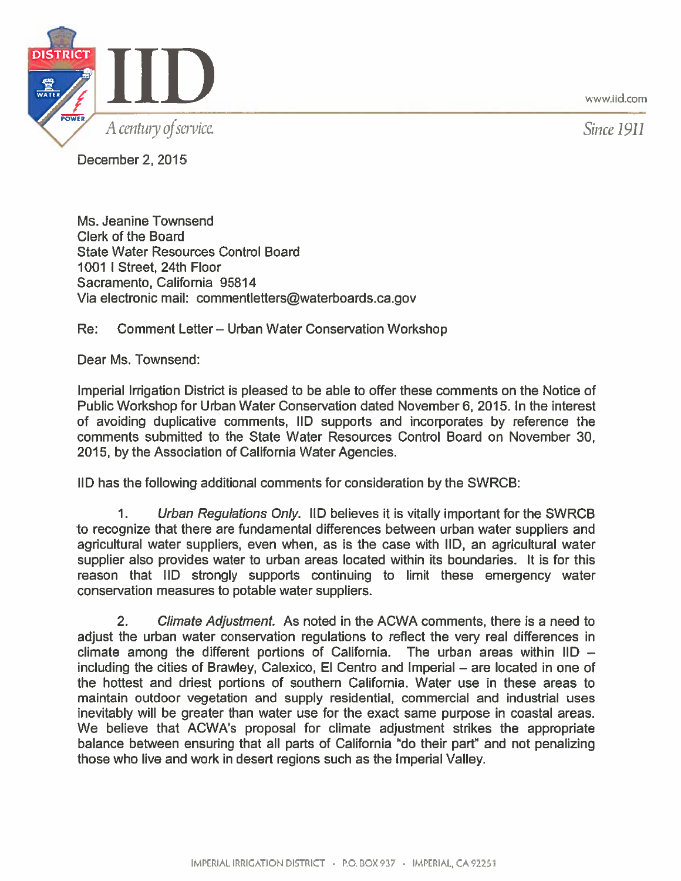December 2, 2015

Ms. Jeanine Townsend  
Clerk of the Board  
State Water Resources Control Board  
1001 I Street, 24th Floor  
Sacramento, California 95814  
Via electronic mail: commentletters@waterboards.ca.gov

Re: Comment Letter – Urban Water Conservation Workshop

Dear Ms. Townsend:

Imperial Irrigation District is pleased to be able to offer these comments on the Notice of Public Workshop for Urban Water Conservation dated November 6, 2015. In the interest of avoiding duplicative comments, IID supports and incorporates by reference the comments submitted to the State Water Resources Control Board on November 30, 2015, by the Association of California Water Agencies.

IID has the following additional comments for consideration by the SWRCB:

1. *Urban Regulations Only.* IID believes it is vitally important for the SWRCB to recognize that there are fundamental differences between urban water suppliers and agricultural water suppliers, even when, as is the case with IID, an agricultural water supplier also provides water to urban areas located within its boundaries. It is for this reason that IID strongly supports continuing to limit these emergency water conservation measures to potable water suppliers.

2. *Climate Adjustment.* As noted in the ACWA comments, there is a need to adjust the urban water conservation regulations to reflect the very real differences in climate among the different portions of California. The urban areas within IID – including the cities of Brawley, Calexico, El Centro and Imperial – are located in one of the hottest and driest portions of southern California. Water use in these areas to maintain outdoor vegetation and supply residential, commercial and industrial uses inevitably will be greater than water use for the exact same purpose in coastal areas. We believe that ACWA's proposal for climate adjustment strikes the appropriate balance between ensuring that all parts of California "do their part" and not penalizing those who live and work in desert regions such as the Imperial Valley.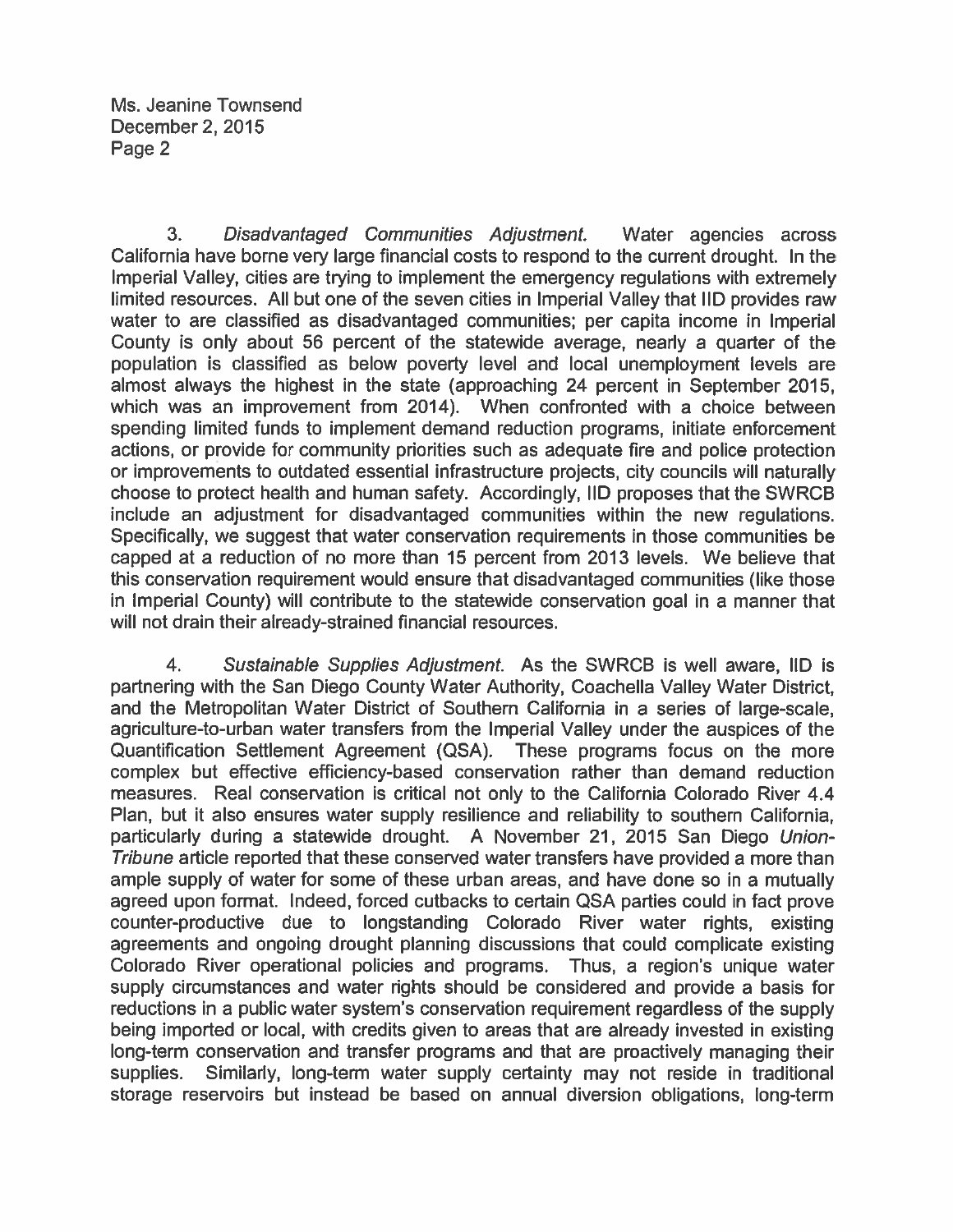3. *Disadvantaged Communities Adjustment.* Water agencies across California have borne very large financial costs to respond to the current drought. In the Imperial Valley, cities are trying to implement the emergency regulations with extremely limited resources. All but one of the seven cities in Imperial Valley that IID provides raw water to are classified as disadvantaged communities; per capita income in Imperial County is only about 56 percent of the statewide average, nearly a quarter of the population is classified as below poverty level and local unemployment levels are almost always the highest in the state (approaching 24 percent in September 2015, which was an improvement from 2014). When confronted with a choice between spending limited funds to implement demand reduction programs, initiate enforcement actions, or provide for community priorities such as adequate fire and police protection or improvements to outdated essential infrastructure projects, city councils will naturally choose to protect health and human safety. Accordingly, IID proposes that the SWRCB include an adjustment for disadvantaged communities within the new regulations. Specifically, we suggest that water conservation requirements in those communities be capped at a reduction of no more than 15 percent from 2013 levels. We believe that this conservation requirement would ensure that disadvantaged communities (like those in Imperial County) will contribute to the statewide conservation goal in a manner that will not drain their already-strained financial resources.

4. *Sustainable Supplies Adjustment.* As the SWRCB is well aware, IID is partnering with the San Diego County Water Authority, Coachella Valley Water District, and the Metropolitan Water District of Southern California in a series of large-scale, agriculture-to-urban water transfers from the Imperial Valley under the auspices of the Quantification Settlement Agreement (QSA). These programs focus on the more complex but effective efficiency-based conservation rather than demand reduction measures. Real conservation is critical not only to the California Colorado River 4.4 Plan, but it also ensures water supply resilience and reliability to southern California, particularly during a statewide drought. A November 21, 2015 San Diego *Union-Tribune* article reported that these conserved water transfers have provided a more than ample supply of water for some of these urban areas, and have done so in a mutually agreed upon format. Indeed, forced cutbacks to certain QSA parties could in fact prove counter-productive due to longstanding Colorado River water rights, existing agreements and ongoing drought planning discussions that could complicate existing Colorado River operational policies and programs. Thus, a region's unique water supply circumstances and water rights should be considered and provide a basis for reductions in a public water system's conservation requirement regardless of the supply being imported or local, with credits given to areas that are already invested in existing long-term conservation and transfer programs and that are proactively managing their supplies. Similarly, long-term water supply certainty may not reside in traditional storage reservoirs but instead be based on annual diversion obligations, long-term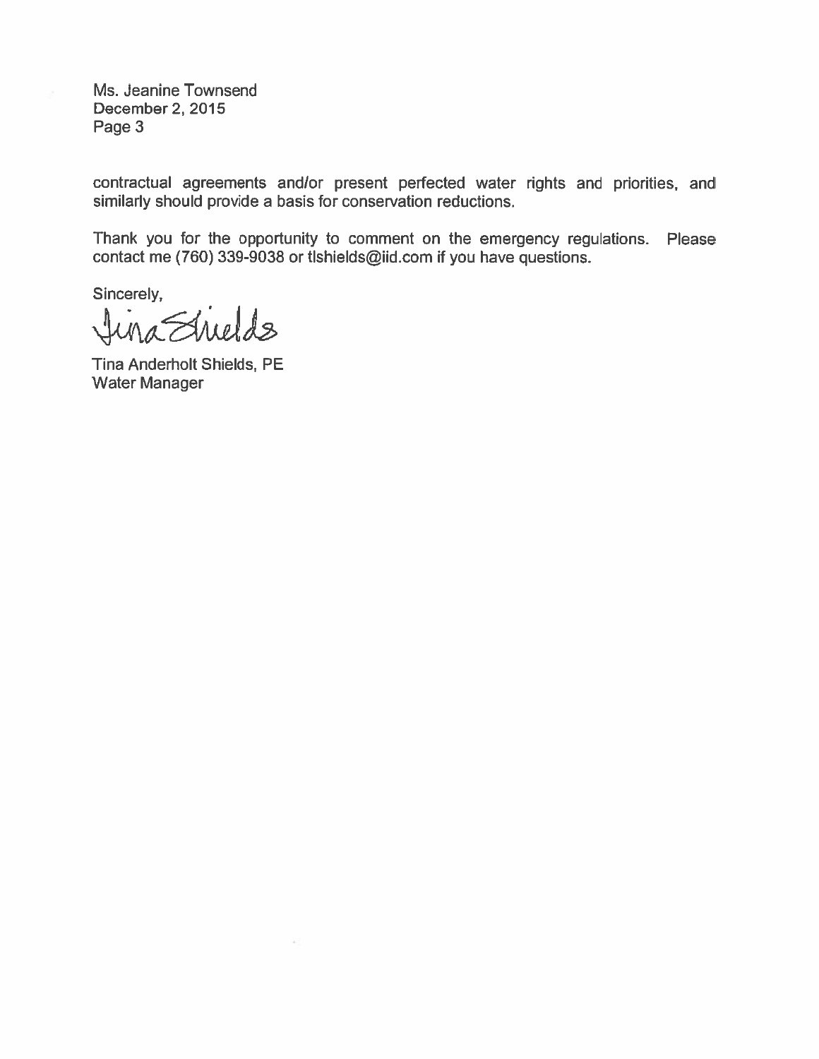contractual agreements and/or present perfected water rights and priorities, and similarly should provide a basis for conservation reductions.

Thank you for the opportunity to comment on the emergency regulations. Please contact me (760) 339-9038 or tlshields@iid.com if you have questions.

Sincerely,

Tina Shields

Tina Anderholt Shields, PE
Water Manager